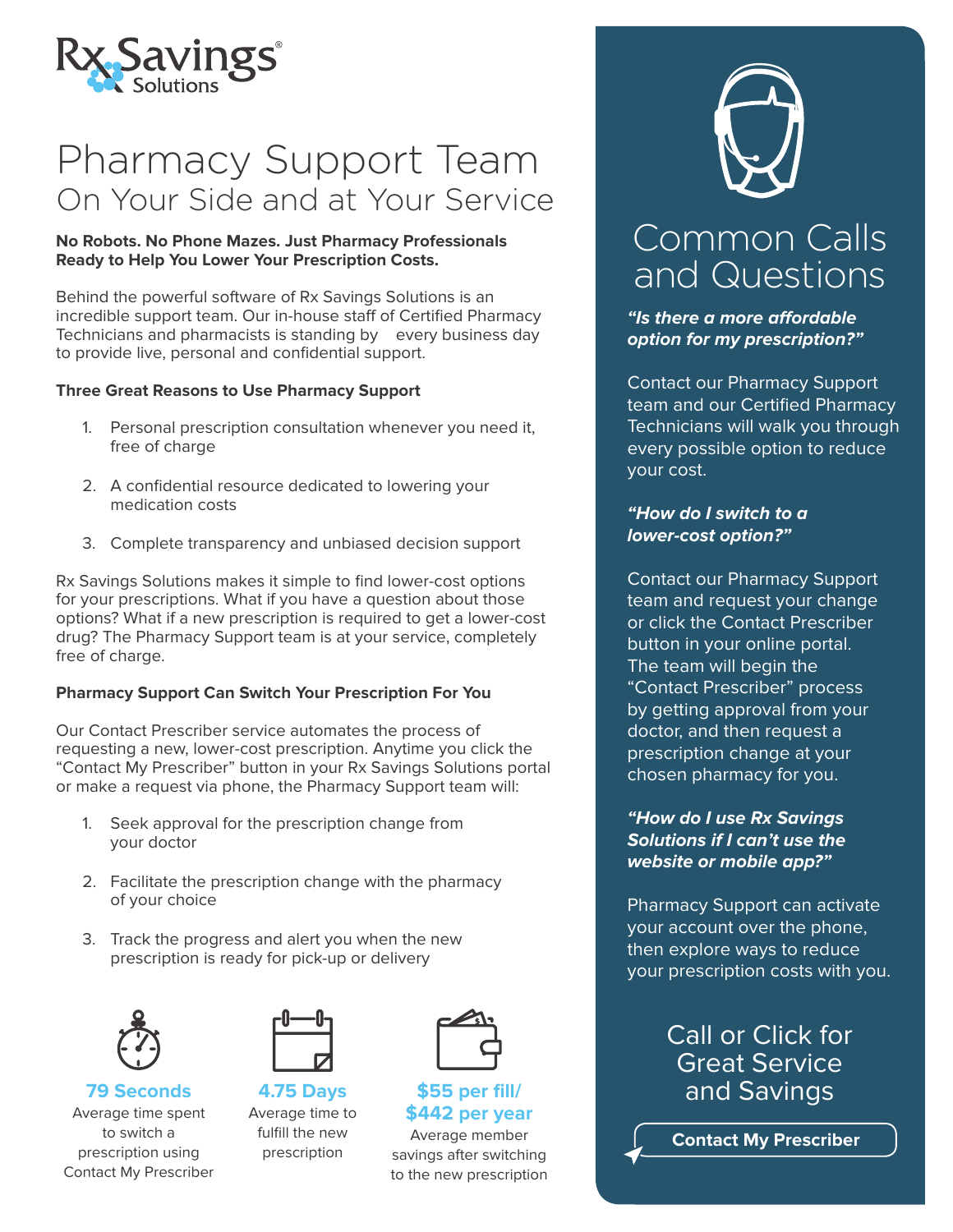Rx Savings Solutions

# Pharmacy Support Team

## On Your Side and at Your Service

**No Robots. No Phone Mazes. Just Pharmacy Professionals Ready to Help You Lower Your Prescription Costs.**

Behind the powerful software of Rx Savings Solutions is an incredible support team. Our in-house staff of Certified Pharmacy Technicians and pharmacists is standing by every business day to provide live, personal and confidential support.

**Three Great Reasons to Use Pharmacy Support**

1. Personal prescription consultation whenever you need it, free of charge
2. A confidential resource dedicated to lowering your medication costs
3. Complete transparency and unbiased decision support

Rx Savings Solutions makes it simple to find lower-cost options for your prescriptions. What if you have a question about those options? What if a new prescription is required to get a lower-cost drug? The Pharmacy Support team is at your service, completely free of charge.

**Pharmacy Support Can Switch Your Prescription For You**

Our Contact Prescriber service automates the process of requesting a new, lower-cost prescription. Anytime you click the "Contact My Prescriber" button in your Rx Savings Solutions portal or make a request via phone, the Pharmacy Support team will:

1. Seek approval for the prescription change from your doctor
2. Facilitate the prescription change with the pharmacy of your choice
3. Track the progress and alert you when the new prescription is ready for pick-up or delivery

**79 Seconds**
Average time spent to switch a prescription using Contact My Prescriber

**4.75 Days**
Average time to fulfill the new prescription

**$55 per fill/ $442 per year**
Average member savings after switching to the new prescription

## Common Calls and Questions

***"Is there a more affordable option for my prescription?"***

Contact our Pharmacy Support team and our Certified Pharmacy Technicians will walk you through every possible option to reduce your cost.

***"How do I switch to a lower-cost option?"***

Contact our Pharmacy Support team and request your change or click the Contact Prescriber button in your online portal. The team will begin the "Contact Prescriber" process by getting approval from your doctor, and then request a prescription change at your chosen pharmacy for you.

***"How do I use Rx Savings Solutions if I can't use the website or mobile app?"***

Pharmacy Support can activate your account over the phone, then explore ways to reduce your prescription costs with you.

### Call or Click for Great Service and Savings

**Contact My Prescriber**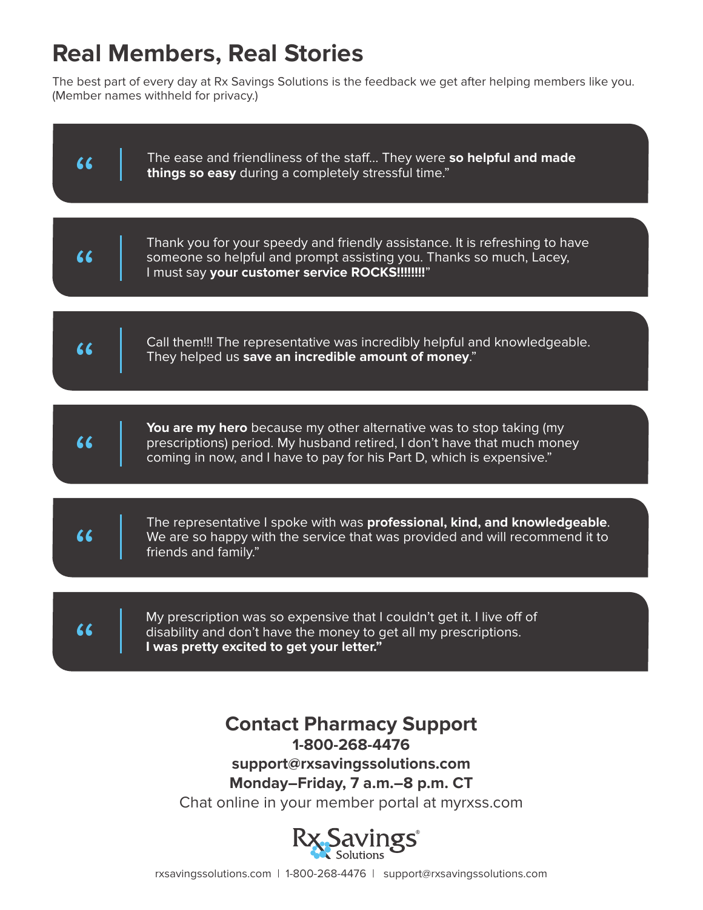# Real Members, Real Stories

The best part of every day at Rx Savings Solutions is the feedback we get after helping members like you. (Member names withheld for privacy.)

> “ The ease and friendliness of the staff... They were **so helpful and made things so easy** during a completely stressful time.”

> “ Thank you for your speedy and friendly assistance. It is refreshing to have someone so helpful and prompt assisting you. Thanks so much, Lacey, I must say **your customer service ROCKS!!!!!!!!**”

> “ Call them!!! The representative was incredibly helpful and knowledgeable. They helped us **save an incredible amount of money**.”

> “ **You are my hero** because my other alternative was to stop taking (my prescriptions) period. My husband retired, I don’t have that much money coming in now, and I have to pay for his Part D, which is expensive.”

> “ The representative I spoke with was **professional, kind, and knowledgeable**. We are so happy with the service that was provided and will recommend it to friends and family.”

> “ My prescription was so expensive that I couldn’t get it. I live off of disability and don’t have the money to get all my prescriptions. **I was pretty excited to get your letter.”**

## Contact Pharmacy Support

**1-800-268-4476**

**support@rxsavingssolutions.com**

**Monday–Friday, 7 a.m.–8 p.m. CT**

Chat online in your member portal at myrxss.com

Rx Savings Solutions®

rxsavingssolutions.com | 1-800-268-4476 | support@rxsavingssolutions.com